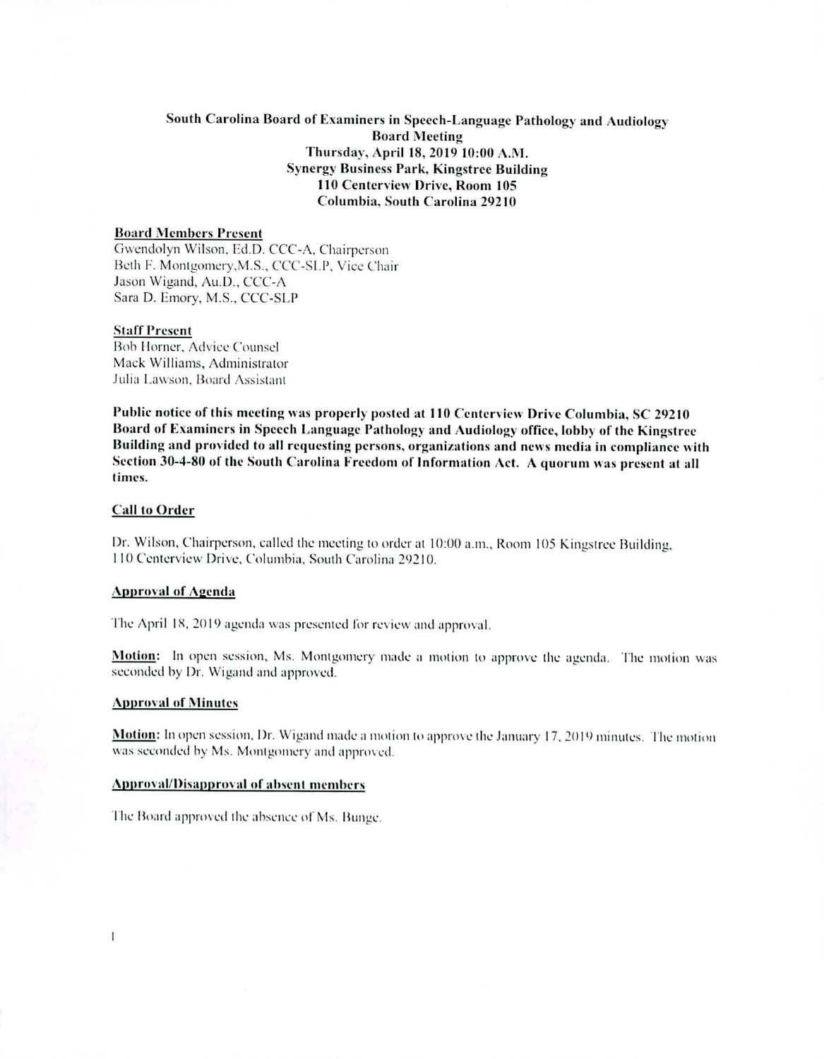**South Carolina Board of Examiners in Speech-Language Pathology and Audiology**
**Board Meeting**
**Thursday, April 18, 2019 10:00 A.M.**
**Synergy Business Park, Kingstree Building**
**110 Centerview Drive, Room 105**
**Columbia, South Carolina 29210**

**Board Members Present**

Gwendolyn Wilson, Ed.D. CCC-A, Chairperson
Beth F. Montgomery,M.S., CCC-SLP, Vice Chair
Jason Wigand, Au.D., CCC-A
Sara D. Emory, M.S., CCC-SLP

**Staff Present**

Bob Horner, Advice Counsel
Mack Williams, Administrator
Julia Lawson, Board Assistant

**Public notice of this meeting was properly posted at 110 Centerview Drive Columbia, SC 29210 Board of Examiners in Speech Language Pathology and Audiology office, lobby of the Kingstree Building and provided to all requesting persons, organizations and news media in compliance with Section 30-4-80 of the South Carolina Freedom of Information Act. A quorum was present at all times.**

**Call to Order**

Dr. Wilson, Chairperson, called the meeting to order at 10:00 a.m., Room 105 Kingstree Building, 110 Centerview Drive, Columbia, South Carolina 29210.

**Approval of Agenda**

The April 18, 2019 agenda was presented for review and approval.

**Motion:** In open session, Ms. Montgomery made a motion to approve the agenda. The motion was seconded by Dr. Wigand and approved.

**Approval of Minutes**

**Motion:** In open session, Dr. Wigand made a motion to approve the January 17, 2019 minutes. The motion was seconded by Ms. Montgomery and approved.

**Approval/Disapproval of absent members**

The Board approved the absence of Ms. Bunge.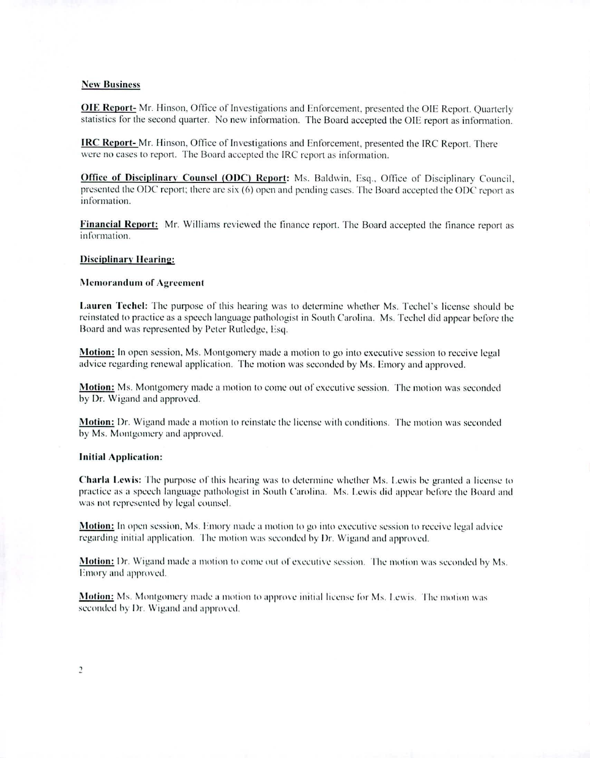## New Business

**OIE Report-** Mr. Hinson, Office of Investigations and Enforcement, presented the OIE Report. Quarterly statistics for the second quarter. No new information. The Board accepted the OIE report as information.

**IRC Report-** Mr. Hinson, Office of Investigations and Enforcement, presented the IRC Report. There were no cases to report. The Board accepted the IRC report as information.

**Office of Disciplinary Counsel (ODC) Report:** Ms. Baldwin, Esq., Office of Disciplinary Council, presented the ODC report; there are six (6) open and pending cases. The Board accepted the ODC report as information.

**Financial Report:** Mr. Williams reviewed the finance report. The Board accepted the finance report as information.

## Disciplinary Hearing:

### Memorandum of Agreement

**Lauren Techel:** The purpose of this hearing was to determine whether Ms. Techel's license should be reinstated to practice as a speech language pathologist in South Carolina. Ms. Techel did appear before the Board and was represented by Peter Rutledge, Esq.

**Motion:** In open session, Ms. Montgomery made a motion to go into executive session to receive legal advice regarding renewal application. The motion was seconded by Ms. Emory and approved.

**Motion:** Ms. Montgomery made a motion to come out of executive session. The motion was seconded by Dr. Wigand and approved.

**Motion:** Dr. Wigand made a motion to reinstate the license with conditions. The motion was seconded by Ms. Montgomery and approved.

### Initial Application:

**Charla Lewis:** The purpose of this hearing was to determine whether Ms. Lewis be granted a license to practice as a speech language pathologist in South Carolina. Ms. Lewis did appear before the Board and was not represented by legal counsel.

**Motion:** In open session, Ms. Emory made a motion to go into executive session to receive legal advice regarding initial application. The motion was seconded by Dr. Wigand and approved.

**Motion:** Dr. Wigand made a motion to come out of executive session. The motion was seconded by Ms. Emory and approved.

**Motion:** Ms. Montgomery made a motion to approve initial license for Ms. Lewis. The motion was seconded by Dr. Wigand and approved.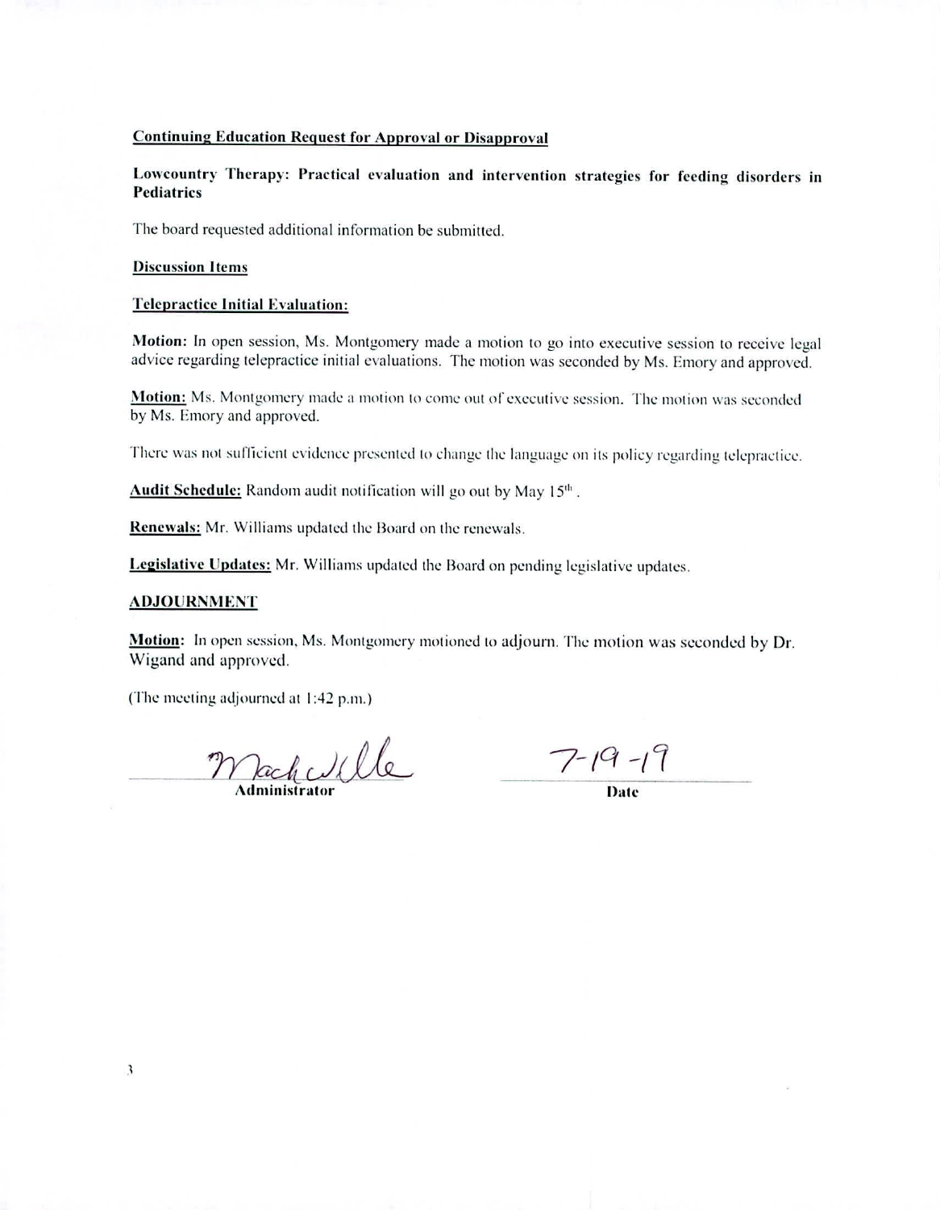**Continuing Education Request for Approval or Disapproval**

**Lowcountry Therapy: Practical evaluation and intervention strategies for feeding disorders in Pediatrics**

The board requested additional information be submitted.

**Discussion Items**

**Telepractice Initial Evaluation:**

**Motion:** In open session, Ms. Montgomery made a motion to go into executive session to receive legal advice regarding telepractice initial evaluations. The motion was seconded by Ms. Emory and approved.

**Motion:** Ms. Montgomery made a motion to come out of executive session. The motion was seconded by Ms. Emory and approved.

There was not sufficient evidence presented to change the language on its policy regarding telepractice.

**Audit Schedule:** Random audit notification will go out by May 15th.

**Renewals:** Mr. Williams updated the Board on the renewals.

**Legislative Updates:** Mr. Williams updated the Board on pending legislative updates.

**ADJOURNMENT**

**Motion:** In open session, Ms. Montgomery motioned to adjourn. The motion was seconded by Dr. Wigand and approved.

(The meeting adjourned at 1:42 p.m.)

Machwelle
**Administrator**

7-19-19
**Date**